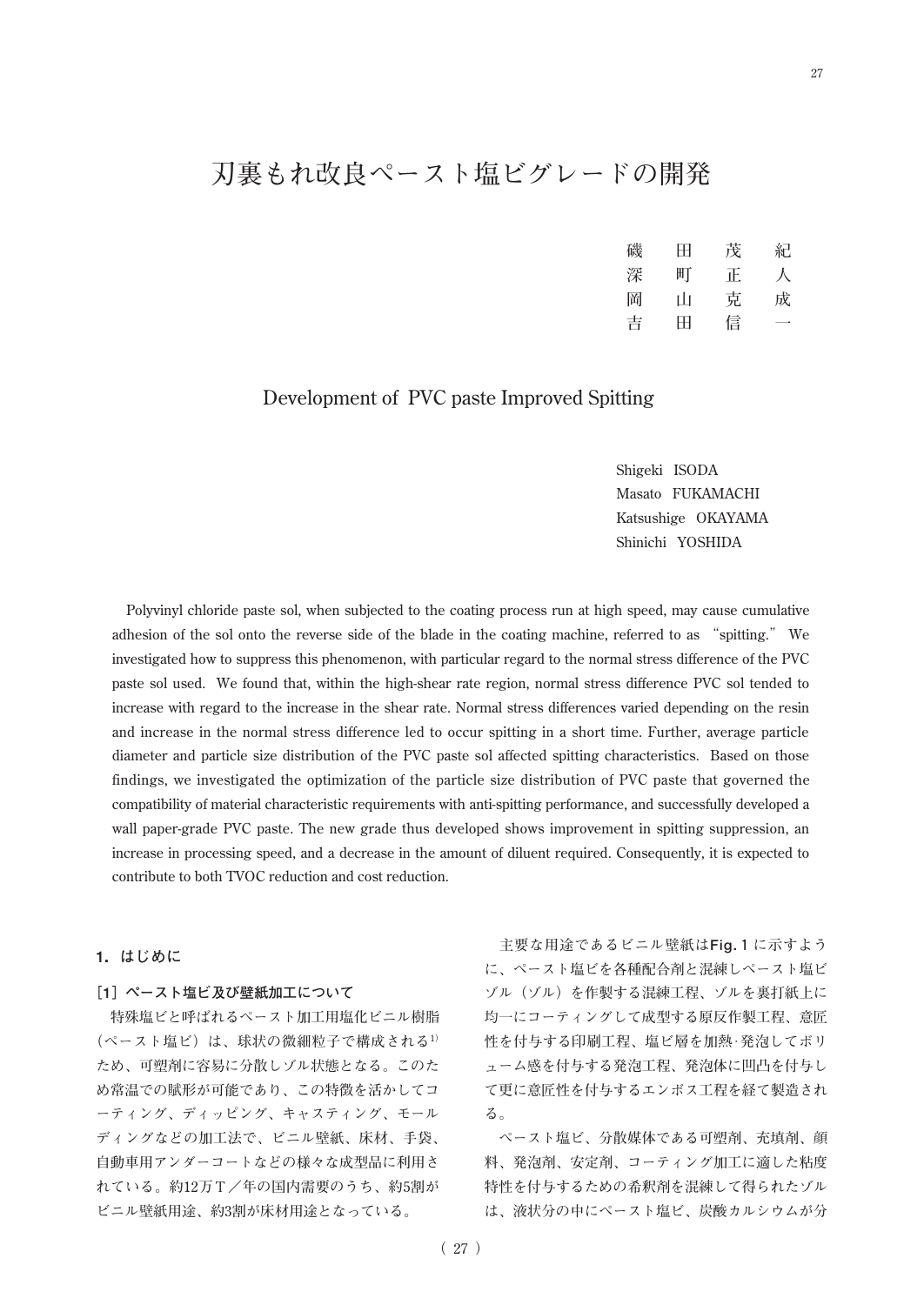# 刃裏もれ改良ペースト塩ビグレードの開発

磯　田　茂　紀
深　町　正　人
岡　山　克　成
吉　田　信　一

## Development of PVC paste Improved Spitting

Shigeki ISODA
Masato FUKAMACHI
Katsushige OKAYAMA
Shinichi YOSHIDA

Polyvinyl chloride paste sol, when subjected to the coating process run at high speed, may cause cumulative adhesion of the sol onto the reverse side of the blade in the coating machine, referred to as "spitting." We investigated how to suppress this phenomenon, with particular regard to the normal stress difference of the PVC paste sol used. We found that, within the high-shear rate region, normal stress difference PVC sol tended to increase with regard to the increase in the shear rate. Normal stress differences varied depending on the resin and increase in the normal stress difference led to occur spitting in a short time. Further, average particle diameter and particle size distribution of the PVC paste sol affected spitting characteristics. Based on those findings, we investigated the optimization of the particle size distribution of PVC paste that governed the compatibility of material characteristic requirements with anti-spitting performance, and successfully developed a wall paper-grade PVC paste. The new grade thus developed shows improvement in spitting suppression, an increase in processing speed, and a decrease in the amount of diluent required. Consequently, it is expected to contribute to both TVOC reduction and cost reduction.

## 1. はじめに

### [1] ペースト塩ビ及び壁紙加工について

特殊塩ビと呼ばれるペースト加工用塩化ビニル樹脂（ペースト塩ビ）は、球状の微細粒子で構成される[1]ため、可塑剤に容易に分散しゾル状態となる。このため常温での賦形が可能であり、この特徴を活かしてコーティング、ディッピング、キャスティング、モールディングなどの加工法で、ビニル壁紙、床材、手袋、自動車用アンダーコートなどの様々な成型品に利用されている。約12万T／年の国内需要のうち、約5割がビニル壁紙用途、約3割が床材用途となっている。

主要な用途であるビニル壁紙は**Fig. 1**に示すように、ペースト塩ビを各種配合剤と混練しペースト塩ビゾル（ゾル）を作製する混練工程、ゾルを裏打紙上に均一にコーティングして成型する原反作製工程、意匠性を付与する印刷工程、塩ビ層を加熱･発泡してボリューム感を付与する発泡工程、発泡体に凹凸を付与して更に意匠性を付与するエンボス工程を経て製造される。

ペースト塩ビ、分散媒体である可塑剤、充填剤、顔料、発泡剤、安定剤、コーティング加工に適した粘度特性を付与するための希釈剤を混練して得られたゾルは、液状分の中にペースト塩ビ、炭酸カルシウムが分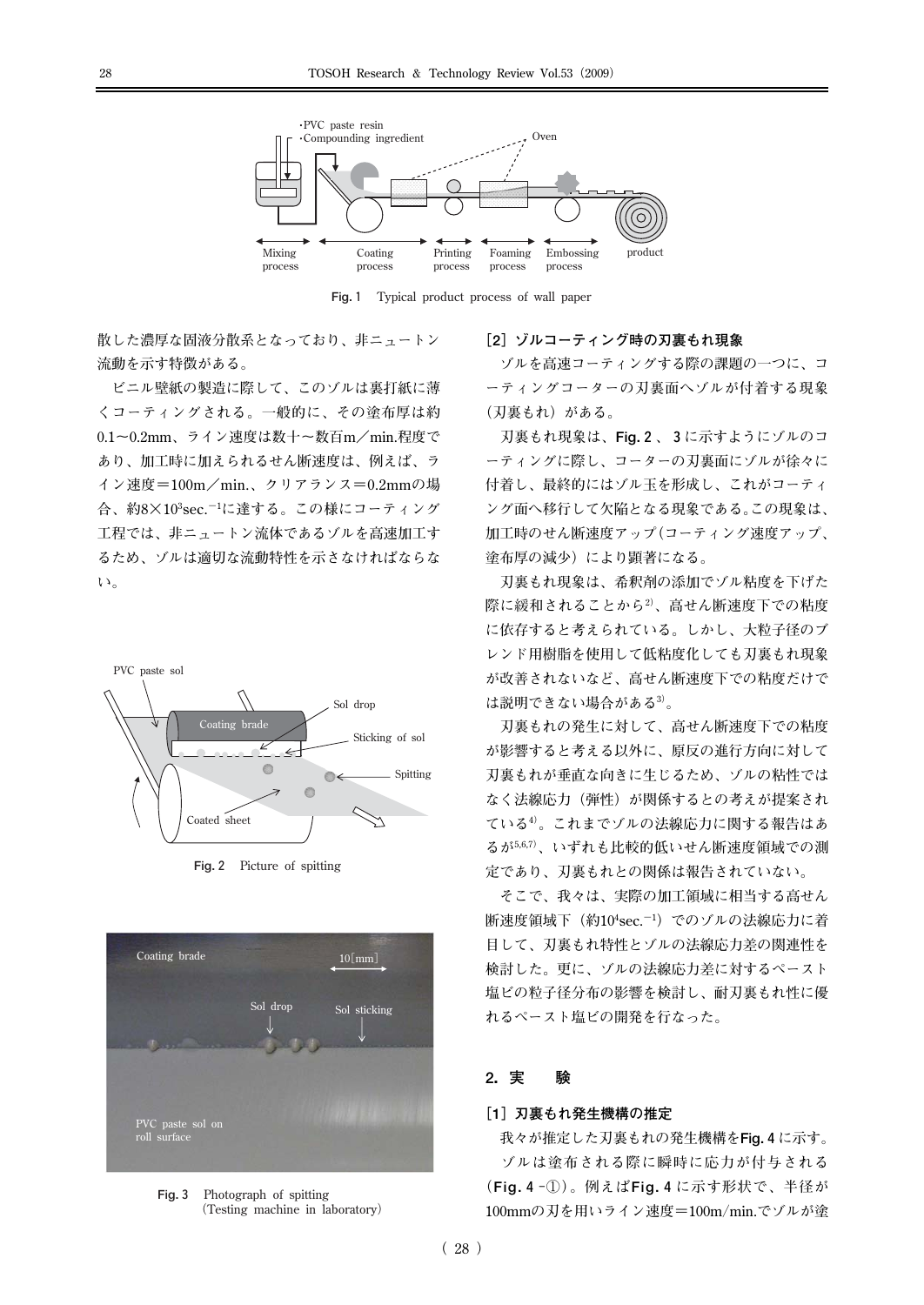Fig. 1　Typical product process of wall paper

散した濃厚な固液分散系となっており、非ニュートン流動を示す特徴がある。

ビニル壁紙の製造に際して、このゾルは裏打紙に薄くコーティングされる。一般的に、その塗布厚は約0.1〜0.2mm、ライン速度は数十〜数百m／min.程度であり、加工時に加えられるせん断速度は、例えば、ライン速度＝100m／min.、クリアランス＝0.2mmの場合、約8×10$^{3}$sec.$^{-1}$に達する。この様にコーティング工程では、非ニュートン流体であるゾルを高速加工するため、ゾルは適切な流動特性を示さなければならない。

Fig. 2　Picture of spitting

Fig. 3　Photograph of spitting (Testing machine in laboratory)

### ［2］ゾルコーティング時の刃裏もれ現象

ゾルを高速コーティングする際の課題の一つに、コーティングコーターの刃裏面へゾルが付着する現象（刃裏もれ）がある。

刃裏もれ現象は、Fig. 2、3に示すようにゾルのコーティングに際し、コーターの刃裏面にゾルが徐々に付着し、最終的にはゾル玉を形成し、これがコーティング面へ移行して欠陥となる現象である。この現象は、加工時のせん断速度アップ（コーティング速度アップ、塗布厚の減少）により顕著になる。

刃裏もれ現象は、希釈剤の添加でゾル粘度を下げた際に緩和されることから[2]、高せん断速度下での粘度に依存すると考えられている。しかし、大粒子径のブレンド用樹脂を使用して低粘度化しても刃裏もれ現象が改善されないなど、高せん断速度下での粘度だけでは説明できない場合がある[3]。

刃裏もれの発生に対して、高せん断速度下での粘度が影響すると考える以外に、原反の進行方向に対して刃裏もれが垂直な向きに生じるため、ゾルの粘性ではなく法線応力（弾性）が関係するとの考えが提案されている[4]。これまでゾルの法線応力に関する報告はあるが[5,6,7]、いずれも比較的低いせん断速度領域での測定であり、刃裏もれとの関係は報告されていない。

そこで、我々は、実際の加工領域に相当する高せん断速度領域下（約10$^{4}$sec.$^{-1}$）でのゾルの法線応力に着目して、刃裏もれ特性とゾルの法線応力差の関連性を検討した。更に、ゾルの法線応力差に対するペースト塩ビの粒子径分布の影響を検討し、耐刃裏もれ性に優れるペースト塩ビの開発を行なった。

## 2. 実　験

### ［1］刃裏もれ発生機構の推定

我々が推定した刃裏もれの発生機構をFig. 4に示す。

ゾルは塗布される際に瞬時に応力が付与される（Fig. 4-①）。例えばFig. 4に示す形状で、半径が100mmの刃を用いライン速度＝100m/min.でゾルが塗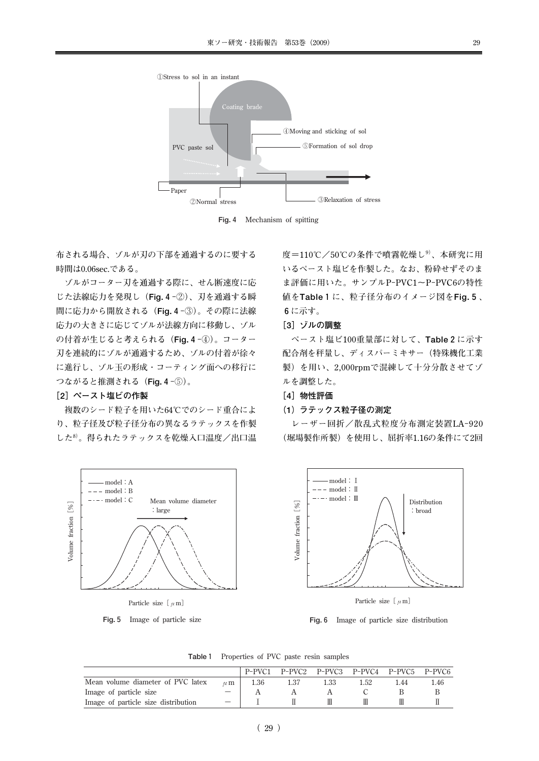Fig. 4　Mechanism of spitting

布される場合、ゾルが刃の下部を通過するのに要する時間は0.06sec.である。

ゾルがコーター刃を通過する際に、せん断速度に応じた法線応力を発現し（**Fig. 4**-②）、刃を通過する瞬間に応力から開放される（**Fig. 4**-③）。その際に法線応力の大きさに応じてゾルが法線方向に移動し、ゾルの付着が生じると考えられる（**Fig. 4**-④）。コーター刃を連続的にゾルが通過するため、ゾルの付着が徐々に進行し、ゾル玉の形成・コーティング面への移行につながると推測される（**Fig. 4**-⑤）。

### ［2］ペースト塩ビの作製

複数のシード粒子を用いた64℃でのシード重合により、粒子径及び粒子径分布の異なるラテックスを作製した[8]。得られたラテックスを乾燥入口温度／出口温度＝110℃／50℃の条件で噴霧乾燥し[9]、本研究に用いるペースト塩ビを作製した。なお、粉砕せずそのまま評価に用いた。サンプルP-PVC1～P-PVC6の特性値を**Table 1**に、粒子径分布のイメージ図を**Fig. 5**、**6**に示す。

### ［3］ゾルの調整

ペースト塩ビ100重量部に対して、**Table 2**に示す配合剤を秤量し、ディスパーミキサー（特殊機化工業製）を用い、2,000rpmで混練して十分分散させてゾルを調整した。

### ［4］物性評価

#### （1）ラテックス粒子径の測定

レーザー回折／散乱式粒度分布測定装置LA-920（堀場製作所製）を使用し、屈折率1.16の条件にて2回

Fig. 5　Image of particle size

Fig. 6　Image of particle size distribution

Table 1　Properties of PVC paste resin samples

| | | P-PVC1 | P-PVC2 | P-PVC3 | P-PVC4 | P-PVC5 | P-PVC6 |
|---|---|---|---|---|---|---|---|
| Mean volume diameter of PVC latex | μm | 1.36 | 1.37 | 1.33 | 1.52 | 1.44 | 1.46 |
| Image of particle size | — | A | A | A | C | B | B |
| Image of particle size distribution | — | Ⅰ | Ⅱ | Ⅲ | Ⅲ | Ⅲ | Ⅱ |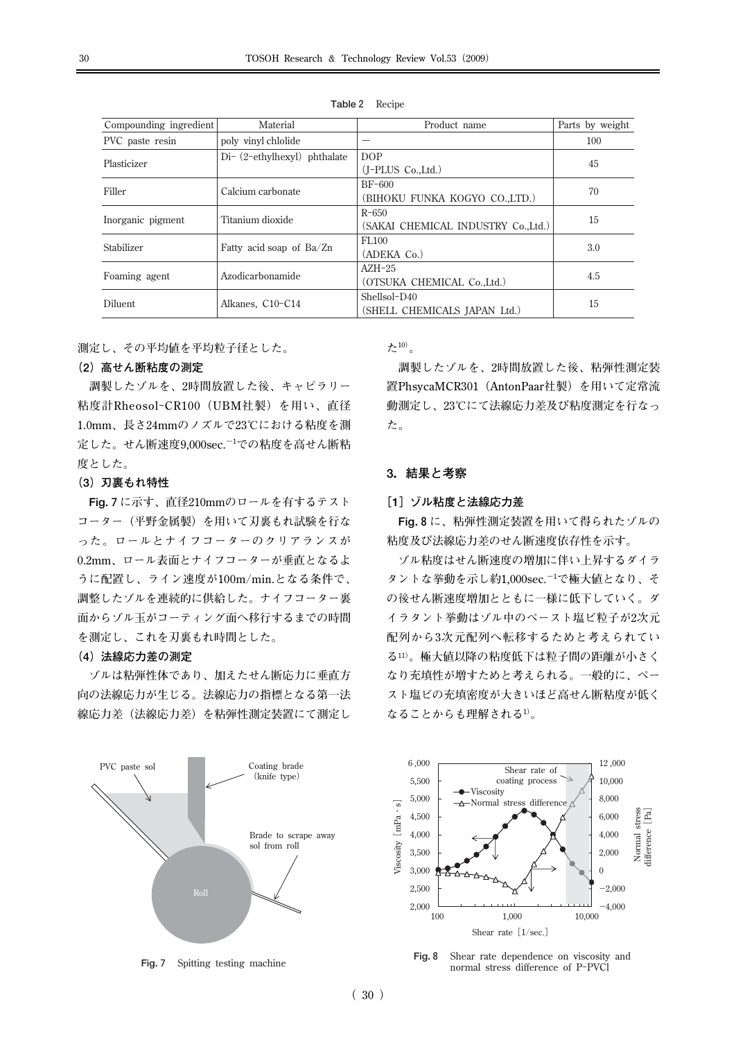**Table 2** Recipe

| Compounding ingredient | Material | Product name | Parts by weight |
| --- | --- | --- | --- |
| PVC paste resin | poly vinyl chlolide | — | 100 |
| Plasticizer | Di-(2-ethylhexyl) phthalate | DOP (J-PLUS Co.,Ltd.) | 45 |
| Filler | Calcium carbonate | BF-600 (BIHOKU FUNKA KOGYO CO.,LTD.) | 70 |
| Inorganic pigment | Titanium dioxide | R-650 (SAKAI CHEMICAL INDUSTRY Co.,Ltd.) | 15 |
| Stabilizer | Fatty acid soap of Ba/Zn | FL100 (ADEKA Co.) | 3.0 |
| Foaming agent | Azodicarbonamide | AZH-25 (OTSUKA CHEMICAL Co.,Ltd.) | 4.5 |
| Diluent | Alkanes, C10-C14 | Shellsol-D40 (SHELL CHEMICALS JAPAN Ltd.) | 15 |

測定し、その平均値を平均粒子径とした。

### (2) 高せん断粘度の測定

調製したゾルを、2時間放置した後、キャピラリー粘度計Rheosol-CR100（UBM社製）を用い、直径1.0mm、長さ24mmのノズルで23℃における粘度を測定した。せん断速度9,000sec.$^{-1}$での粘度を高せん断粘度とした。

### (3) 刃裏もれ特性

**Fig. 7** に示す、直径210mmのロールを有するテストコーター（平野金属製）を用いて刃裏もれ試験を行なった。ロールとナイフコーターのクリアランスが0.2mm、ロール表面とナイフコーターが垂直となるように配置し、ライン速度が100m/min.となる条件で、調整したゾルを連続的に供給した。ナイフコーター裏面からゾル玉がコーティング面へ移行するまでの時間を測定し、これを刃裏もれ時間とした。

### (4) 法線応力差の測定

ゾルは粘弾性体であり、加えたせん断応力に垂直方向の法線応力が生じる。法線応力の指標となる第一法線応力差（法線応力差）を粘弾性測定装置にて測定した[10]。

調製したゾルを、2時間放置した後、粘弾性測定装置PhsycaMCR301（AntonPaar社製）を用いて定常流動測定し、23℃にて法線応力差及び粘度測定を行なった。

## 3. 結果と考察

### [1] ゾル粘度と法線応力差

**Fig. 8** に、粘弾性測定装置を用いて得られたゾルの粘度及び法線応力差のせん断速度依存性を示す。

ゾル粘度はせん断速度の増加に伴い上昇するダイラタントな挙動を示し約1,000sec.$^{-1}$で極大値となり、その後せん断速度増加とともに一様に低下していく。ダイラタント挙動はゾル中のペースト塩ビ粒子が2次元配列から3次元配列へ転移するためと考えられている[11]。極大値以降の粘度低下は粒子間の距離が小さくなり充填性が増すためと考えられる。一般的に、ペースト塩ビの充填密度が大きいほど高せん断粘度が低くなることからも理解される[1]。

**Fig. 7** Spitting testing machine

**Fig. 8** Shear rate dependence on viscosity and normal stress difference of P-PVCl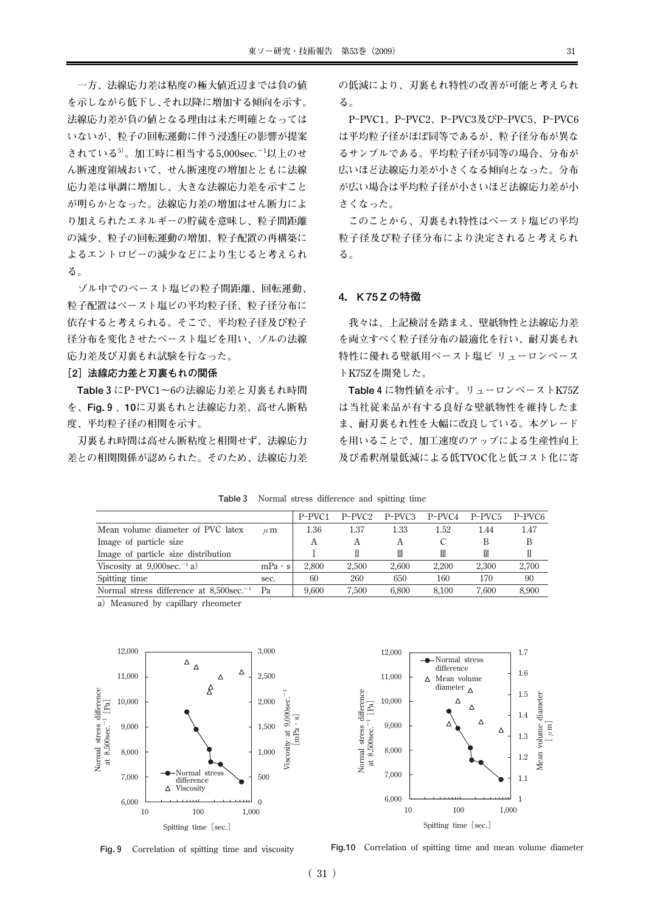一方、法線応力差は粘度の極大値近辺までは負の値を示しながら低下し、それ以降に増加する傾向を示す。法線応力差が負の値となる理由は未だ明確となってはいないが、粒子の回転運動に伴う浸透圧の影響が提案されている[5]。加工時に相当する5,000sec.$^{-1}$以上のせん断速度領域おいて、せん断速度の増加とともに法線応力差は単調に増加し、大きな法線応力差を示すことが明らかとなった。法線応力差の増加はせん断力により加えられたエネルギーの貯蔵を意味し、粒子間距離の減少、粒子の回転運動の増加、粒子配置の再構築によるエントロピーの減少などにより生じると考えられる。

ゾル中でのペースト塩ビの粒子間距離、回転運動、粒子配置はペースト塩ビの平均粒子径、粒子径分布に依存すると考えられる。そこで、平均粒子径及び粒子径分布を変化させたペースト塩ビを用い、ゾルの法線応力差及び刃裏もれ試験を行なった。

**［2］法線応力差と刃裏もれの関係**

**Table 3** にP-PVC1～6の法線応力差と刃裏もれ時間を、**Fig. 9**，**10**に刃裏もれと法線応力差、高せん断粘度、平均粒子径の相関を示す。

刃裏もれ時間は高せん断粘度と相関せず、法線応力差との相関関係が認められた。そのため、法線応力差の低減により、刃裏もれ特性の改善が可能と考えられる。

P-PVC1、P-PVC2、P-PVC3及びP-PVC5、P-PVC6は平均粒子径がほぼ同等であるが、粒子径分布が異なるサンプルである。平均粒子径が同等の場合、分布が広いほど法線応力差が小さくなる傾向となった。分布が広い場合は平均粒子径が小さいほど法線応力差が小さくなった。

このことから、刃裏もれ特性はペースト塩ビの平均粒子径及び粒子径分布により決定されると考えられる。

## 4. K75Zの特徴

我々は、上記検討を踏まえ、壁紙物性と法線応力差を両立すべく粒子径分布の最適化を行い、耐刃裏もれ特性に優れる壁紙用ペースト塩ビ リューロンペーストK75Zを開発した。

**Table 4** に物性値を示す。リューロンペーストK75Zは当社従来品が有する良好な壁紙物性を維持したまま、耐刃裏もれ性を大幅に改良している。本グレードを用いることで、加工速度のアップによる生産性向上及び希釈剤量低減による低TVOC化と低コスト化に寄

**Table 3** Normal stress difference and spitting time

| | | P-PVC1 | P-PVC2 | P-PVC3 | P-PVC4 | P-PVC5 | P-PVC6 |
|---|---|---|---|---|---|---|---|
| Mean volume diameter of PVC latex | μm | 1.36 | 1.37 | 1.33 | 1.52 | 1.44 | 1.47 |
| Image of particle size | | A | A | A | C | B | B |
| Image of particle size distribution | | Ⅰ | Ⅱ | Ⅲ | Ⅲ | Ⅲ | Ⅱ |
| Viscosity at 9,000sec.$^{-1}$ a) | mPa・s | 2,800 | 2,500 | 2,600 | 2,200 | 2,300 | 2,700 |
| Spitting time | sec. | 60 | 260 | 650 | 160 | 170 | 90 |
| Normal stress difference at 8,500sec.$^{-1}$ | Pa | 9,600 | 7,500 | 6,800 | 8,100 | 7,600 | 8,900 |

a) Measured by capillary rheometer

**Fig. 9** Correlation of spitting time and viscosity

**Fig.10** Correlation of spitting time and mean volume diameter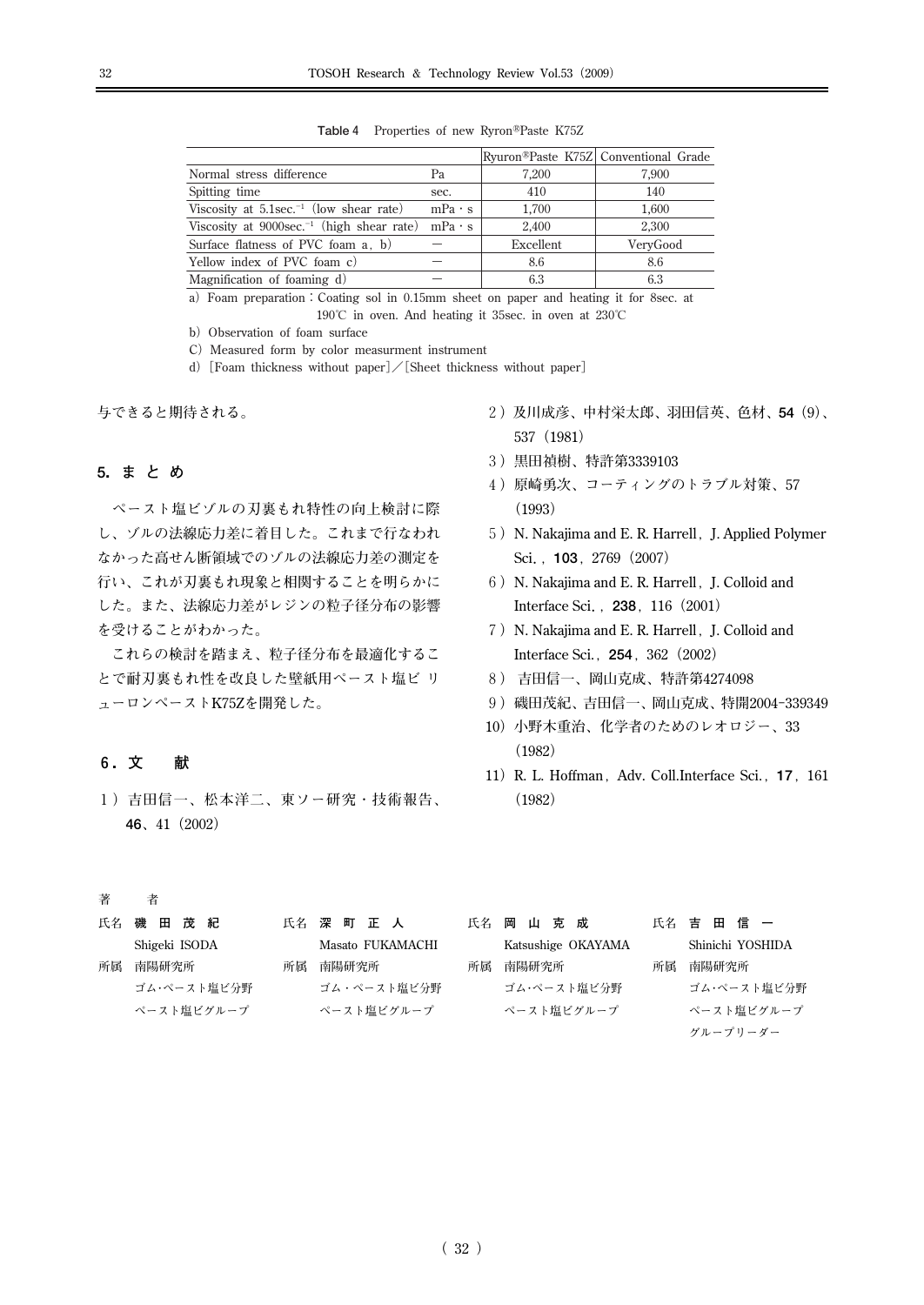Table 4　Properties of new Ryron®Paste K75Z

| | | Ryuron®Paste K75Z | Conventional Grade |
|---|---|---|---|
| Normal stress difference | Pa | 7,200 | 7,900 |
| Spitting time | sec. | 410 | 140 |
| Viscosity at 5.1sec.$^{-1}$ (low shear rate) | mPa・s | 1,700 | 1,600 |
| Viscosity at 9000sec.$^{-1}$ (high shear rate) | mPa・s | 2,400 | 2,300 |
| Surface flatness of PVC foam a, b) | ― | Excellent | VeryGood |
| Yellow index of PVC foam c) | ― | 8.6 | 8.6 |
| Magnification of foaming d) | ― | 6.3 | 6.3 |

a) Foam preparation : Coating sol in 0.15mm sheet on paper and heating it for 8sec. at 190℃ in oven. And heating it 35sec. in oven at 230℃

b) Observation of foam surface

C) Measured form by color measurment instrument

d) [Foam thickness without paper]／[Sheet thickness without paper]

与できると期待される。

## 5. まとめ

ペースト塩ビゾルの刃裏もれ特性の向上検討に際し、ゾルの法線応力差に着目した。これまで行なわれなかった高せん断領域でのゾルの法線応力差の測定を行い、これが刃裏もれ現象と相関することを明らかにした。また、法線応力差がレジンの粒子径分布の影響を受けることがわかった。

これらの検討を踏まえ、粒子径分布を最適化することで耐刃裏もれ性を改良した壁紙用ペースト塩ビ リューロンペーストK75Zを開発した。

## 6. 文　献

1) 吉田信一、松本洋二、東ソー研究・技術報告、**46**、41 (2002)
2) 及川成彦、中村栄太郎、羽田信英、色材、**54** (9)、537 (1981)
3) 黒田禎樹、特許第3339103
4) 原崎勇次、コーティングのトラブル対策、57 (1993)
5) N. Nakajima and E. R. Harrell, J. Applied Polymer Sci., **103**, 2769 (2007)
6) N. Nakajima and E. R. Harrell, J. Colloid and Interface Sci., **238**, 116 (2001)
7) N. Nakajima and E. R. Harrell, J. Colloid and Interface Sci., **254**, 362 (2002)
8) 吉田信一、岡山克成、特許第4274098
9) 磯田茂紀、吉田信一、岡山克成、特開2004-339349
10) 小野木重治、化学者のためのレオロジー、33 (1982)
11) R. L. Hoffman, Adv. Coll.Interface Sci., **17**, 161 (1982)

著　者

氏名 **磯田茂紀**
Shigeki ISODA
所属 南陽研究所
ゴム・ペースト塩ビ分野
ペースト塩ビグループ

氏名 **深町正人**
Masato FUKAMACHI
所属 南陽研究所
ゴム・ペースト塩ビ分野
ペースト塩ビグループ

氏名 **岡山克成**
Katsushige OKAYAMA
所属 南陽研究所
ゴム・ペースト塩ビ分野
ペースト塩ビグループ

氏名 **吉田信一**
Shinichi YOSHIDA
所属 南陽研究所
ゴム・ペースト塩ビ分野
ペースト塩ビグループ
グループリーダー